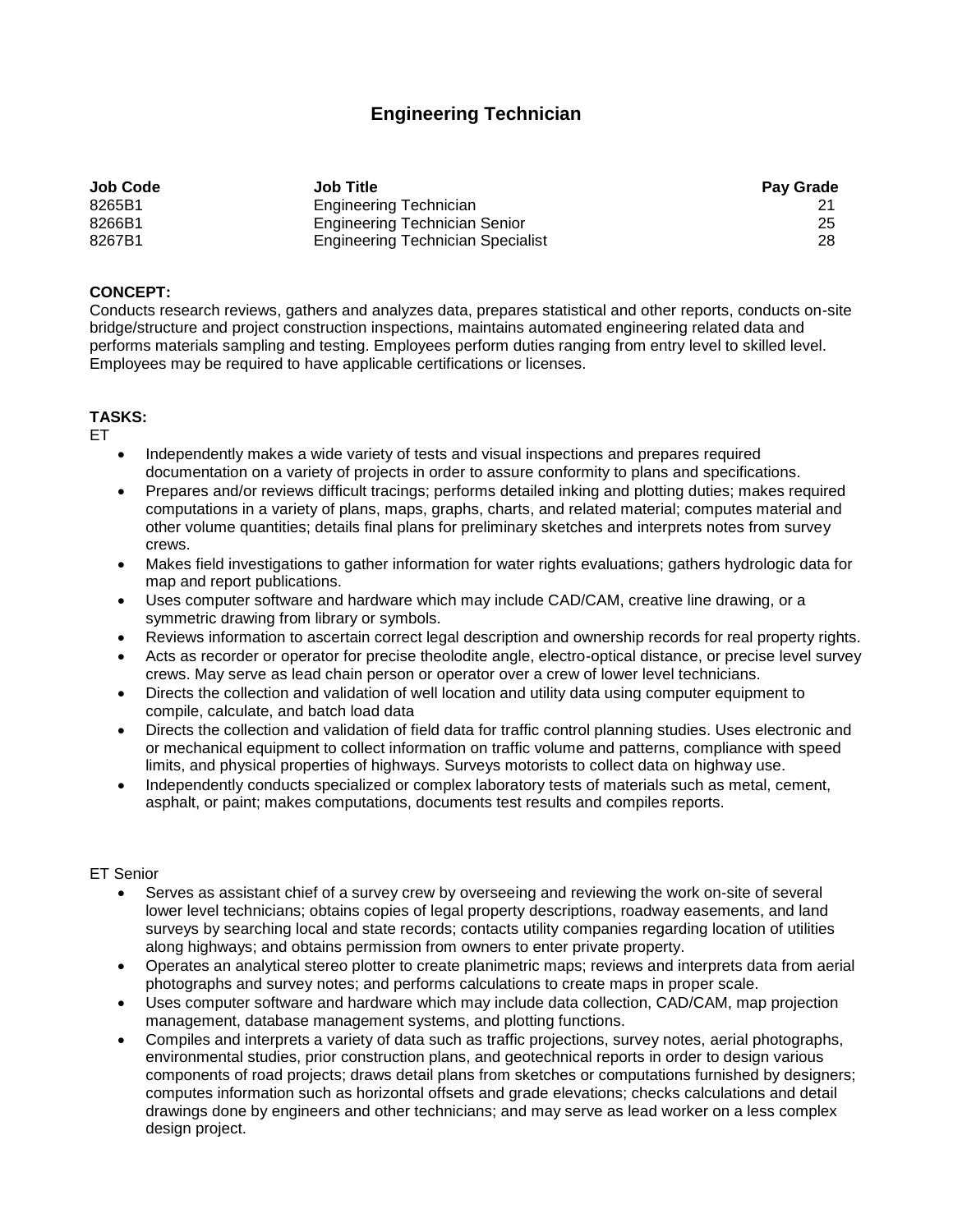# Engineering Technician

| Job Code | Job Title | Pay Grade |
|---|---|---|
| 8265B1 | Engineering Technician | 21 |
| 8266B1 | Engineering Technician Senior | 25 |
| 8267B1 | Engineering Technician Specialist | 28 |

**CONCEPT:**

Conducts research reviews, gathers and analyzes data, prepares statistical and other reports, conducts on-site bridge/structure and project construction inspections, maintains automated engineering related data and performs materials sampling and testing. Employees perform duties ranging from entry level to skilled level. Employees may be required to have applicable certifications or licenses.

**TASKS:**

ET

- Independently makes a wide variety of tests and visual inspections and prepares required documentation on a variety of projects in order to assure conformity to plans and specifications.
- Prepares and/or reviews difficult tracings; performs detailed inking and plotting duties; makes required computations in a variety of plans, maps, graphs, charts, and related material; computes material and other volume quantities; details final plans for preliminary sketches and interprets notes from survey crews.
- Makes field investigations to gather information for water rights evaluations; gathers hydrologic data for map and report publications.
- Uses computer software and hardware which may include CAD/CAM, creative line drawing, or a symmetric drawing from library or symbols.
- Reviews information to ascertain correct legal description and ownership records for real property rights.
- Acts as recorder or operator for precise theodolite angle, electro-optical distance, or precise level survey crews. May serve as lead chain person or operator over a crew of lower level technicians.
- Directs the collection and validation of well location and utility data using computer equipment to compile, calculate, and batch load data
- Directs the collection and validation of field data for traffic control planning studies. Uses electronic and or mechanical equipment to collect information on traffic volume and patterns, compliance with speed limits, and physical properties of highways. Surveys motorists to collect data on highway use.
- Independently conducts specialized or complex laboratory tests of materials such as metal, cement, asphalt, or paint; makes computations, documents test results and compiles reports.

ET Senior

- Serves as assistant chief of a survey crew by overseeing and reviewing the work on-site of several lower level technicians; obtains copies of legal property descriptions, roadway easements, and land surveys by searching local and state records; contacts utility companies regarding location of utilities along highways; and obtains permission from owners to enter private property.
- Operates an analytical stereo plotter to create planimetric maps; reviews and interprets data from aerial photographs and survey notes; and performs calculations to create maps in proper scale.
- Uses computer software and hardware which may include data collection, CAD/CAM, map projection management, database management systems, and plotting functions.
- Compiles and interprets a variety of data such as traffic projections, survey notes, aerial photographs, environmental studies, prior construction plans, and geotechnical reports in order to design various components of road projects; draws detail plans from sketches or computations furnished by designers; computes information such as horizontal offsets and grade elevations; checks calculations and detail drawings done by engineers and other technicians; and may serve as lead worker on a less complex design project.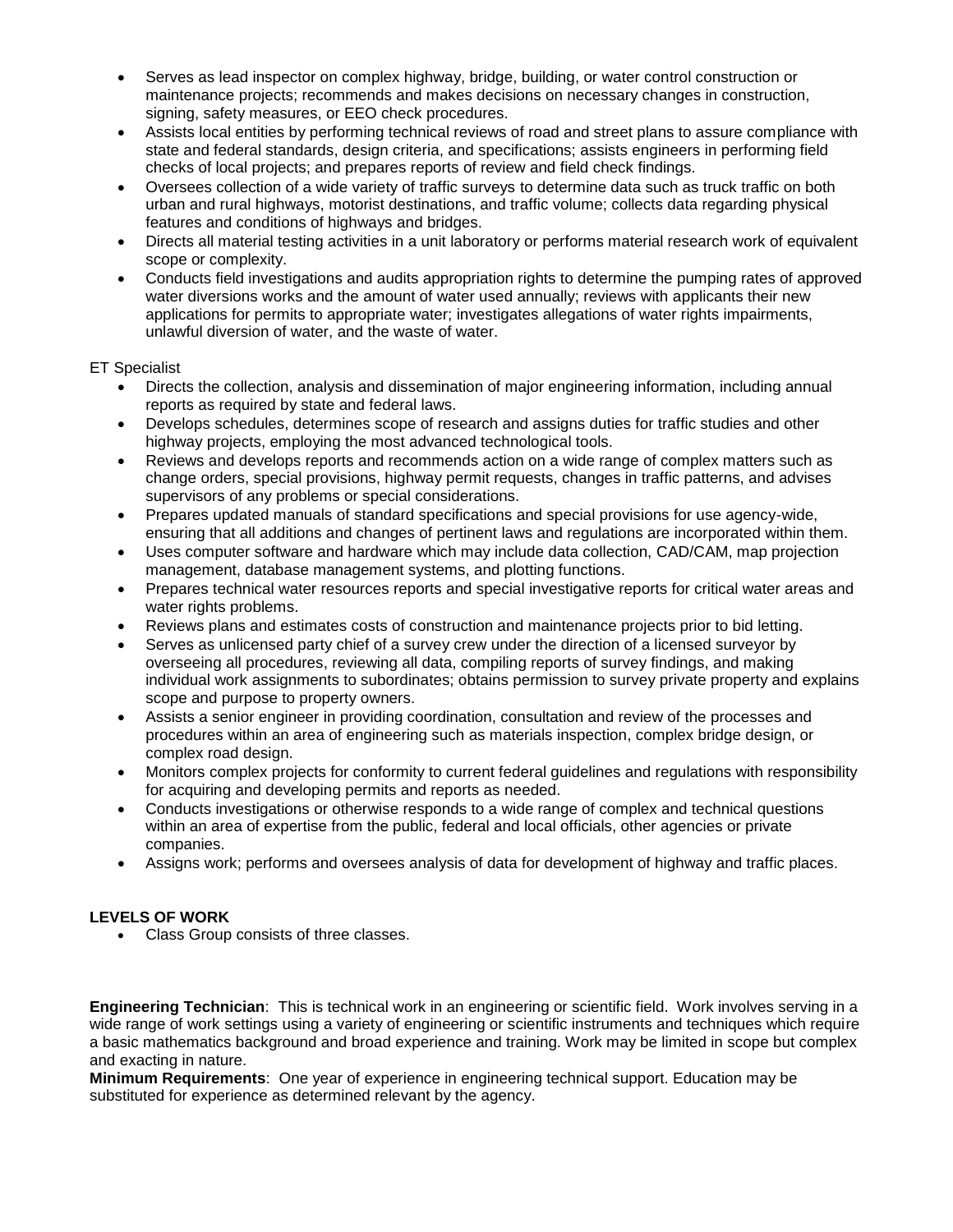- Serves as lead inspector on complex highway, bridge, building, or water control construction or maintenance projects; recommends and makes decisions on necessary changes in construction, signing, safety measures, or EEO check procedures.
- Assists local entities by performing technical reviews of road and street plans to assure compliance with state and federal standards, design criteria, and specifications; assists engineers in performing field checks of local projects; and prepares reports of review and field check findings.
- Oversees collection of a wide variety of traffic surveys to determine data such as truck traffic on both urban and rural highways, motorist destinations, and traffic volume; collects data regarding physical features and conditions of highways and bridges.
- Directs all material testing activities in a unit laboratory or performs material research work of equivalent scope or complexity.
- Conducts field investigations and audits appropriation rights to determine the pumping rates of approved water diversions works and the amount of water used annually; reviews with applicants their new applications for permits to appropriate water; investigates allegations of water rights impairments, unlawful diversion of water, and the waste of water.

ET Specialist

- Directs the collection, analysis and dissemination of major engineering information, including annual reports as required by state and federal laws.
- Develops schedules, determines scope of research and assigns duties for traffic studies and other highway projects, employing the most advanced technological tools.
- Reviews and develops reports and recommends action on a wide range of complex matters such as change orders, special provisions, highway permit requests, changes in traffic patterns, and advises supervisors of any problems or special considerations.
- Prepares updated manuals of standard specifications and special provisions for use agency-wide, ensuring that all additions and changes of pertinent laws and regulations are incorporated within them.
- Uses computer software and hardware which may include data collection, CAD/CAM, map projection management, database management systems, and plotting functions.
- Prepares technical water resources reports and special investigative reports for critical water areas and water rights problems.
- Reviews plans and estimates costs of construction and maintenance projects prior to bid letting.
- Serves as unlicensed party chief of a survey crew under the direction of a licensed surveyor by overseeing all procedures, reviewing all data, compiling reports of survey findings, and making individual work assignments to subordinates; obtains permission to survey private property and explains scope and purpose to property owners.
- Assists a senior engineer in providing coordination, consultation and review of the processes and procedures within an area of engineering such as materials inspection, complex bridge design, or complex road design.
- Monitors complex projects for conformity to current federal guidelines and regulations with responsibility for acquiring and developing permits and reports as needed.
- Conducts investigations or otherwise responds to a wide range of complex and technical questions within an area of expertise from the public, federal and local officials, other agencies or private companies.
- Assigns work; performs and oversees analysis of data for development of highway and traffic places.

**LEVELS OF WORK**

- Class Group consists of three classes.

**Engineering Technician**: This is technical work in an engineering or scientific field. Work involves serving in a wide range of work settings using a variety of engineering or scientific instruments and techniques which require a basic mathematics background and broad experience and training. Work may be limited in scope but complex and exacting in nature.

**Minimum Requirements**: One year of experience in engineering technical support. Education may be substituted for experience as determined relevant by the agency.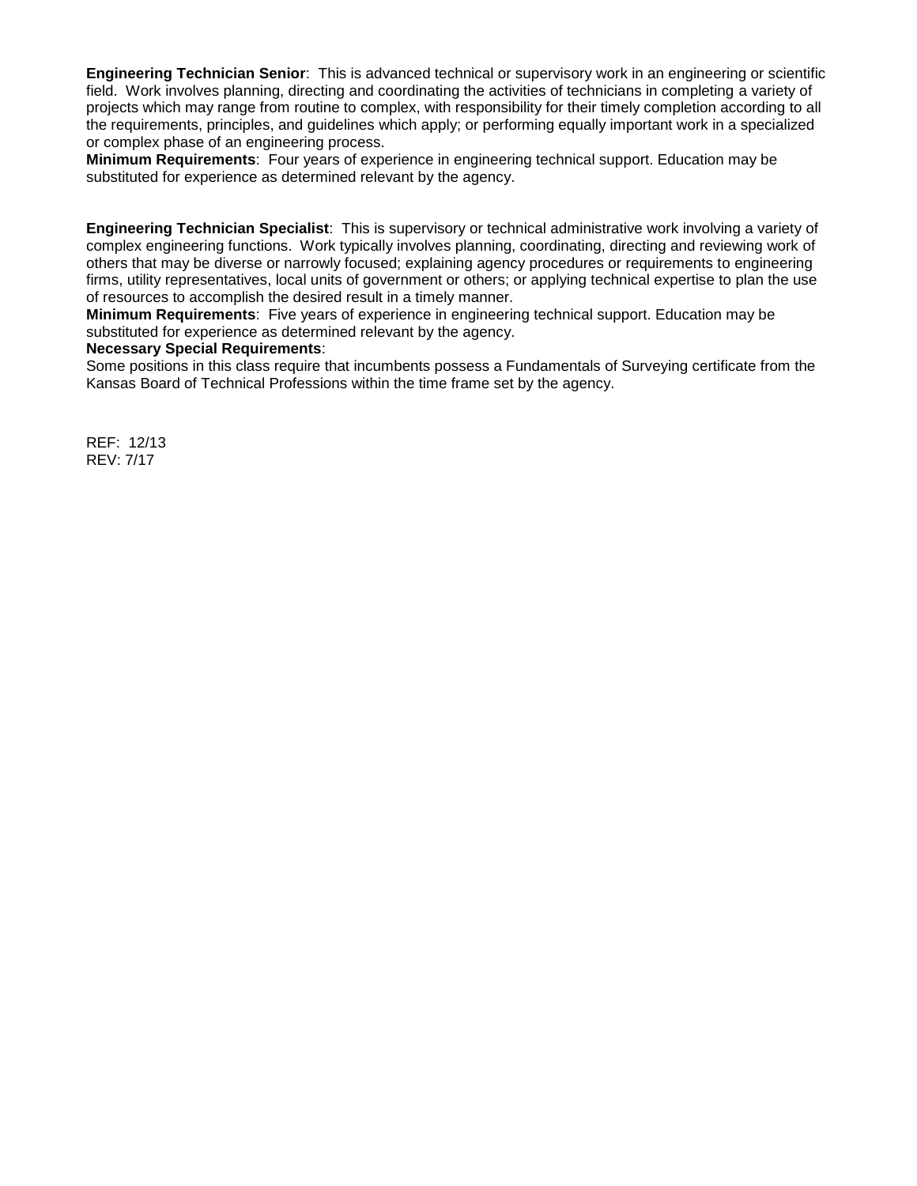**Engineering Technician Senior**: This is advanced technical or supervisory work in an engineering or scientific field. Work involves planning, directing and coordinating the activities of technicians in completing a variety of projects which may range from routine to complex, with responsibility for their timely completion according to all the requirements, principles, and guidelines which apply; or performing equally important work in a specialized or complex phase of an engineering process.
**Minimum Requirements**: Four years of experience in engineering technical support. Education may be substituted for experience as determined relevant by the agency.

**Engineering Technician Specialist**: This is supervisory or technical administrative work involving a variety of complex engineering functions. Work typically involves planning, coordinating, directing and reviewing work of others that may be diverse or narrowly focused; explaining agency procedures or requirements to engineering firms, utility representatives, local units of government or others; or applying technical expertise to plan the use of resources to accomplish the desired result in a timely manner.
**Minimum Requirements**: Five years of experience in engineering technical support. Education may be substituted for experience as determined relevant by the agency.
**Necessary Special Requirements**:
Some positions in this class require that incumbents possess a Fundamentals of Surveying certificate from the Kansas Board of Technical Professions within the time frame set by the agency.

REF: 12/13
REV: 7/17